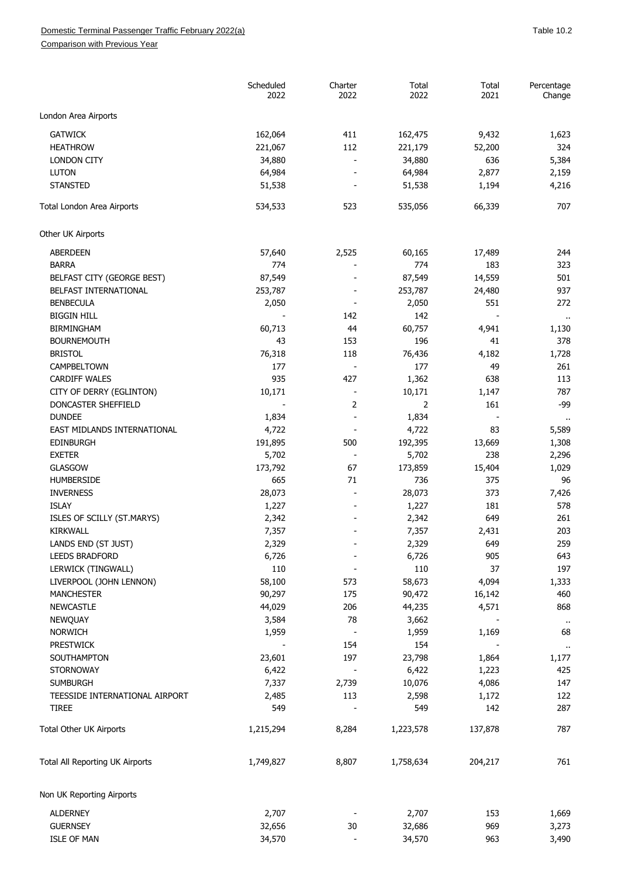Domestic Terminal Passenger Traffic February 2022(a)

Comparison with Previous Year

Table 10.2

| | Scheduled 2022 | Charter 2022 | Total 2022 | Total 2021 | Percentage Change |
|---|---|---|---|---|---|
| London Area Airports | | | | | |
| GATWICK | 162,064 | 411 | 162,475 | 9,432 | 1,623 |
| HEATHROW | 221,067 | 112 | 221,179 | 52,200 | 324 |
| LONDON CITY | 34,880 | - | 34,880 | 636 | 5,384 |
| LUTON | 64,984 | - | 64,984 | 2,877 | 2,159 |
| STANSTED | 51,538 | - | 51,538 | 1,194 | 4,216 |
| Total London Area Airports | 534,533 | 523 | 535,056 | 66,339 | 707 |
| Other UK Airports | | | | | |
| ABERDEEN | 57,640 | 2,525 | 60,165 | 17,489 | 244 |
| BARRA | 774 | - | 774 | 183 | 323 |
| BELFAST CITY (GEORGE BEST) | 87,549 | - | 87,549 | 14,559 | 501 |
| BELFAST INTERNATIONAL | 253,787 | - | 253,787 | 24,480 | 937 |
| BENBECULA | 2,050 | - | 2,050 | 551 | 272 |
| BIGGIN HILL | - | 142 | 142 | - | .. |
| BIRMINGHAM | 60,713 | 44 | 60,757 | 4,941 | 1,130 |
| BOURNEMOUTH | 43 | 153 | 196 | 41 | 378 |
| BRISTOL | 76,318 | 118 | 76,436 | 4,182 | 1,728 |
| CAMPBELTOWN | 177 | - | 177 | 49 | 261 |
| CARDIFF WALES | 935 | 427 | 1,362 | 638 | 113 |
| CITY OF DERRY (EGLINTON) | 10,171 | - | 10,171 | 1,147 | 787 |
| DONCASTER SHEFFIELD | - | 2 | 2 | 161 | -99 |
| DUNDEE | 1,834 | - | 1,834 | - | .. |
| EAST MIDLANDS INTERNATIONAL | 4,722 | - | 4,722 | 83 | 5,589 |
| EDINBURGH | 191,895 | 500 | 192,395 | 13,669 | 1,308 |
| EXETER | 5,702 | - | 5,702 | 238 | 2,296 |
| GLASGOW | 173,792 | 67 | 173,859 | 15,404 | 1,029 |
| HUMBERSIDE | 665 | 71 | 736 | 375 | 96 |
| INVERNESS | 28,073 | - | 28,073 | 373 | 7,426 |
| ISLAY | 1,227 | - | 1,227 | 181 | 578 |
| ISLES OF SCILLY (ST.MARYS) | 2,342 | - | 2,342 | 649 | 261 |
| KIRKWALL | 7,357 | - | 7,357 | 2,431 | 203 |
| LANDS END (ST JUST) | 2,329 | - | 2,329 | 649 | 259 |
| LEEDS BRADFORD | 6,726 | - | 6,726 | 905 | 643 |
| LERWICK (TINGWALL) | 110 | - | 110 | 37 | 197 |
| LIVERPOOL (JOHN LENNON) | 58,100 | 573 | 58,673 | 4,094 | 1,333 |
| MANCHESTER | 90,297 | 175 | 90,472 | 16,142 | 460 |
| NEWCASTLE | 44,029 | 206 | 44,235 | 4,571 | 868 |
| NEWQUAY | 3,584 | 78 | 3,662 | - | .. |
| NORWICH | 1,959 | - | 1,959 | 1,169 | 68 |
| PRESTWICK | - | 154 | 154 | - | .. |
| SOUTHAMPTON | 23,601 | 197 | 23,798 | 1,864 | 1,177 |
| STORNOWAY | 6,422 | - | 6,422 | 1,223 | 425 |
| SUMBURGH | 7,337 | 2,739 | 10,076 | 4,086 | 147 |
| TEESSIDE INTERNATIONAL AIRPORT | 2,485 | 113 | 2,598 | 1,172 | 122 |
| TIREE | 549 | - | 549 | 142 | 287 |
| Total Other UK Airports | 1,215,294 | 8,284 | 1,223,578 | 137,878 | 787 |
| Total All Reporting UK Airports | 1,749,827 | 8,807 | 1,758,634 | 204,217 | 761 |
| Non UK Reporting Airports | | | | | |
| ALDERNEY | 2,707 | - | 2,707 | 153 | 1,669 |
| GUERNSEY | 32,656 | 30 | 32,686 | 969 | 3,273 |
| ISLE OF MAN | 34,570 | - | 34,570 | 963 | 3,490 |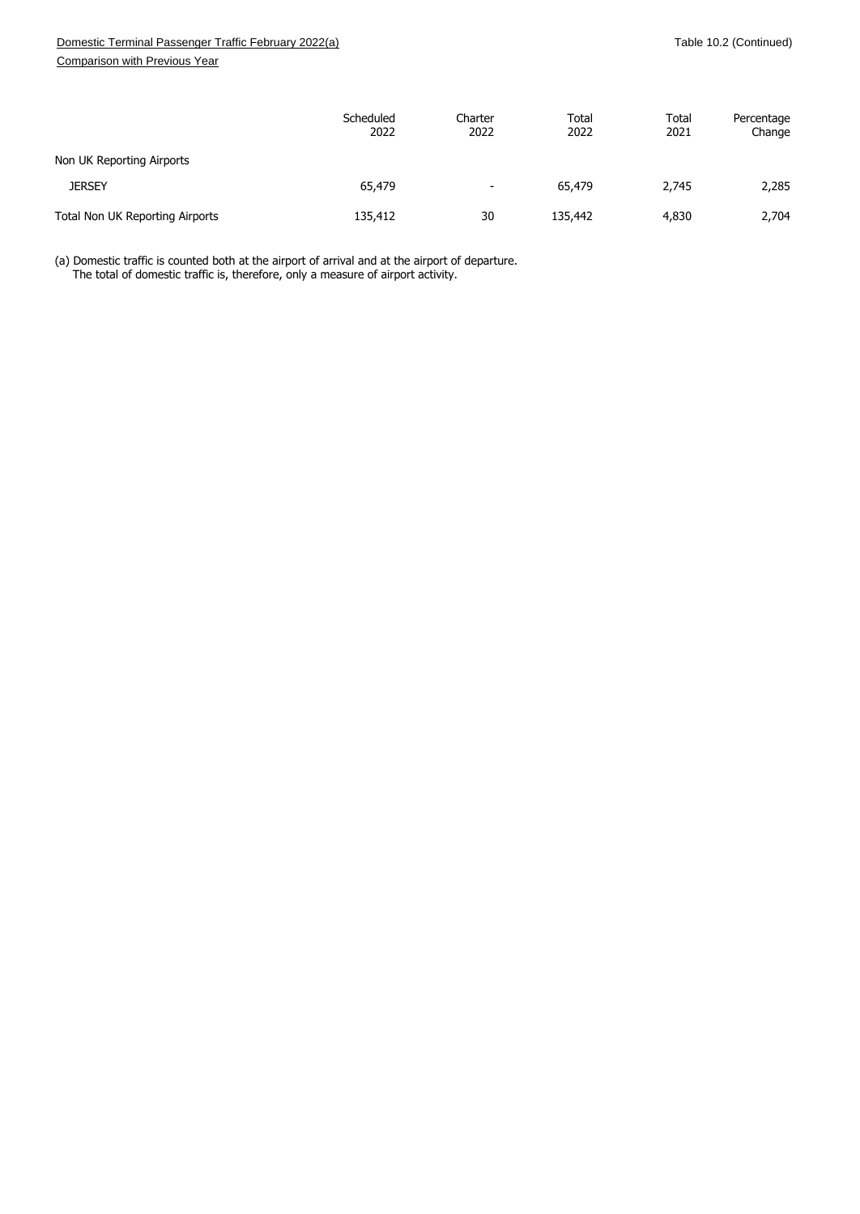Domestic Terminal Passenger Traffic February 2022(a)

Comparison with Previous Year

Table 10.2 (Continued)

| | Scheduled 2022 | Charter 2022 | Total 2022 | Total 2021 | Percentage Change |
|---|---|---|---|---|---|
| Non UK Reporting Airports | | | | | |
| JERSEY | 65,479 | - | 65,479 | 2,745 | 2,285 |
| Total Non UK Reporting Airports | 135,412 | 30 | 135,442 | 4,830 | 2,704 |

(a) Domestic traffic is counted both at the airport of arrival and at the airport of departure.
The total of domestic traffic is, therefore, only a measure of airport activity.